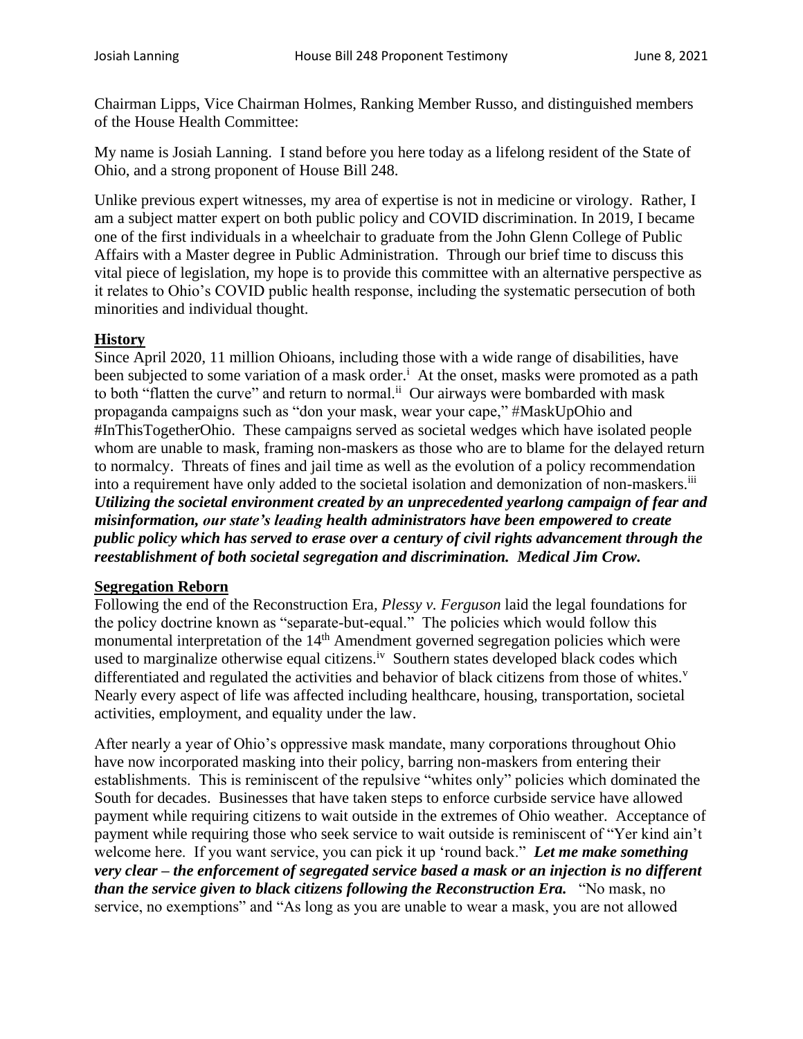Chairman Lipps, Vice Chairman Holmes, Ranking Member Russo, and distinguished members of the House Health Committee:

My name is Josiah Lanning. I stand before you here today as a lifelong resident of the State of Ohio, and a strong proponent of House Bill 248.

Unlike previous expert witnesses, my area of expertise is not in medicine or virology. Rather, I am a subject matter expert on both public policy and COVID discrimination. In 2019, I became one of the first individuals in a wheelchair to graduate from the John Glenn College of Public Affairs with a Master degree in Public Administration. Through our brief time to discuss this vital piece of legislation, my hope is to provide this committee with an alternative perspective as it relates to Ohio's COVID public health response, including the systematic persecution of both minorities and individual thought.

**History**

Since April 2020, 11 million Ohioans, including those with a wide range of disabilities, have been subjected to some variation of a mask order.[i] At the onset, masks were promoted as a path to both "flatten the curve" and return to normal.[ii] Our airways were bombarded with mask propaganda campaigns such as "don your mask, wear your cape," #MaskUpOhio and #InThisTogetherOhio. These campaigns served as societal wedges which have isolated people whom are unable to mask, framing non-maskers as those who are to blame for the delayed return to normalcy. Threats of fines and jail time as well as the evolution of a policy recommendation into a requirement have only added to the societal isolation and demonization of non-maskers.[iii] ***Utilizing the societal environment created by an unprecedented yearlong campaign of fear and misinformation, our state's leading health administrators have been empowered to create public policy which has served to erase over a century of civil rights advancement through the reestablishment of both societal segregation and discrimination. Medical Jim Crow.***

**Segregation Reborn**

Following the end of the Reconstruction Era, *Plessy v. Ferguson* laid the legal foundations for the policy doctrine known as "separate-but-equal." The policies which would follow this monumental interpretation of the 14th Amendment governed segregation policies which were used to marginalize otherwise equal citizens.[iv] Southern states developed black codes which differentiated and regulated the activities and behavior of black citizens from those of whites.[v] Nearly every aspect of life was affected including healthcare, housing, transportation, societal activities, employment, and equality under the law.

After nearly a year of Ohio's oppressive mask mandate, many corporations throughout Ohio have now incorporated masking into their policy, barring non-maskers from entering their establishments. This is reminiscent of the repulsive "whites only" policies which dominated the South for decades. Businesses that have taken steps to enforce curbside service have allowed payment while requiring citizens to wait outside in the extremes of Ohio weather. Acceptance of payment while requiring those who seek service to wait outside is reminiscent of "Yer kind ain't welcome here. If you want service, you can pick it up 'round back." ***Let me make something very clear – the enforcement of segregated service based a mask or an injection is no different than the service given to black citizens following the Reconstruction Era.*** "No mask, no service, no exemptions" and "As long as you are unable to wear a mask, you are not allowed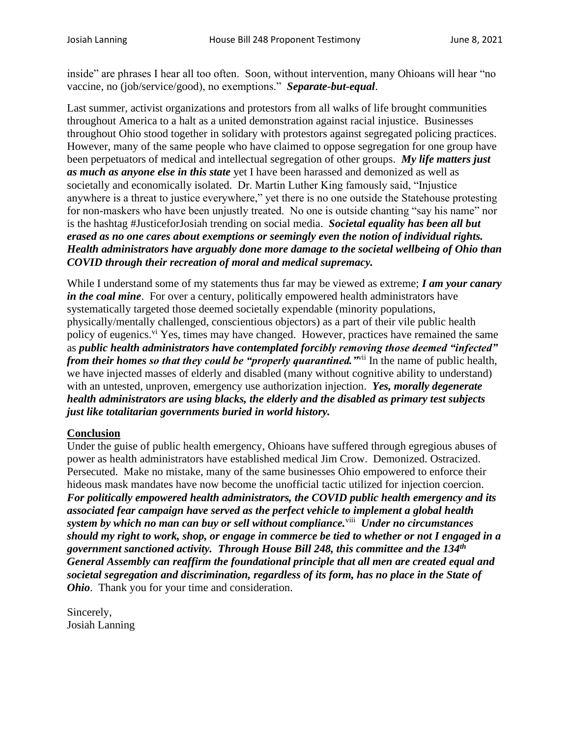inside" are phrases I hear all too often. Soon, without intervention, many Ohioans will hear "no vaccine, no (job/service/good), no exemptions." ***Separate-but-equal***.

Last summer, activist organizations and protestors from all walks of life brought communities throughout America to a halt as a united demonstration against racial injustice. Businesses throughout Ohio stood together in solidary with protestors against segregated policing practices. However, many of the same people who have claimed to oppose segregation for one group have been perpetuators of medical and intellectual segregation of other groups. ***My life matters just as much as anyone else in this state*** yet I have been harassed and demonized as well as societally and economically isolated. Dr. Martin Luther King famously said, "Injustice anywhere is a threat to justice everywhere," yet there is no one outside the Statehouse protesting for non-maskers who have been unjustly treated. No one is outside chanting "say his name" nor is the hashtag #JusticeforJosiah trending on social media. ***Societal equality has been all but erased as no one cares about exemptions or seemingly even the notion of individual rights. Health administrators have arguably done more damage to the societal wellbeing of Ohio than COVID through their recreation of moral and medical supremacy.***

While I understand some of my statements thus far may be viewed as extreme; ***I am your canary in the coal mine***. For over a century, politically empowered health administrators have systematically targeted those deemed societally expendable (minority populations, physically/mentally challenged, conscientious objectors) as a part of their vile public health policy of eugenics.[vi] Yes, times may have changed. However, practices have remained the same as ***public health administrators have contemplated forcibly removing those deemed "infected" from their homes so that they could be "properly quarantined."***[vii] In the name of public health, we have injected masses of elderly and disabled (many without cognitive ability to understand) with an untested, unproven, emergency use authorization injection. ***Yes, morally degenerate health administrators are using blacks, the elderly and the disabled as primary test subjects just like totalitarian governments buried in world history.***

## Conclusion

Under the guise of public health emergency, Ohioans have suffered through egregious abuses of power as health administrators have established medical Jim Crow. Demonized. Ostracized. Persecuted. Make no mistake, many of the same businesses Ohio empowered to enforce their hideous mask mandates have now become the unofficial tactic utilized for injection coercion. ***For politically empowered health administrators, the COVID public health emergency and its associated fear campaign have served as the perfect vehicle to implement a global health system by which no man can buy or sell without compliance.***[viii] ***Under no circumstances should my right to work, shop, or engage in commerce be tied to whether or not I engaged in a government sanctioned activity. Through House Bill 248, this committee and the 134th General Assembly can reaffirm the foundational principle that all men are created equal and societal segregation and discrimination, regardless of its form, has no place in the State of Ohio***. Thank you for your time and consideration.

Sincerely,
Josiah Lanning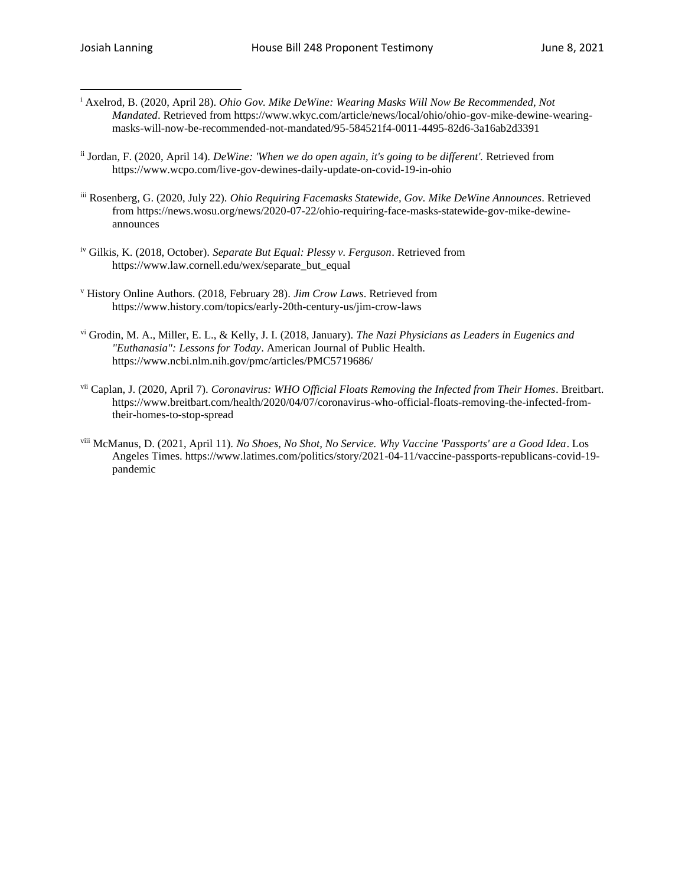[i] Axelrod, B. (2020, April 28). *Ohio Gov. Mike DeWine: Wearing Masks Will Now Be Recommended, Not Mandated*. Retrieved from https://www.wkyc.com/article/news/local/ohio/ohio-gov-mike-dewine-wearing-masks-will-now-be-recommended-not-mandated/95-584521f4-0011-4495-82d6-3a16ab2d3391

[ii] Jordan, F. (2020, April 14). *DeWine: 'When we do open again, it's going to be different'.* Retrieved from https://www.wcpo.com/live-gov-dewines-daily-update-on-covid-19-in-ohio

[iii] Rosenberg, G. (2020, July 22). *Ohio Requiring Facemasks Statewide, Gov. Mike DeWine Announces*. Retrieved from https://news.wosu.org/news/2020-07-22/ohio-requiring-face-masks-statewide-gov-mike-dewine-announces

[iv] Gilkis, K. (2018, October). *Separate But Equal: Plessy v. Ferguson*. Retrieved from https://www.law.cornell.edu/wex/separate_but_equal

[v] History Online Authors. (2018, February 28). *Jim Crow Laws*. Retrieved from https://www.history.com/topics/early-20th-century-us/jim-crow-laws

[vi] Grodin, M. A., Miller, E. L., & Kelly, J. I. (2018, January). *The Nazi Physicians as Leaders in Eugenics and "Euthanasia": Lessons for Today*. American Journal of Public Health. https://www.ncbi.nlm.nih.gov/pmc/articles/PMC5719686/

[vii] Caplan, J. (2020, April 7). *Coronavirus: WHO Official Floats Removing the Infected from Their Homes*. Breitbart. https://www.breitbart.com/health/2020/04/07/coronavirus-who-official-floats-removing-the-infected-from-their-homes-to-stop-spread

[viii] McManus, D. (2021, April 11). *No Shoes, No Shot, No Service. Why Vaccine 'Passports' are a Good Idea*. Los Angeles Times. https://www.latimes.com/politics/story/2021-04-11/vaccine-passports-republicans-covid-19-pandemic